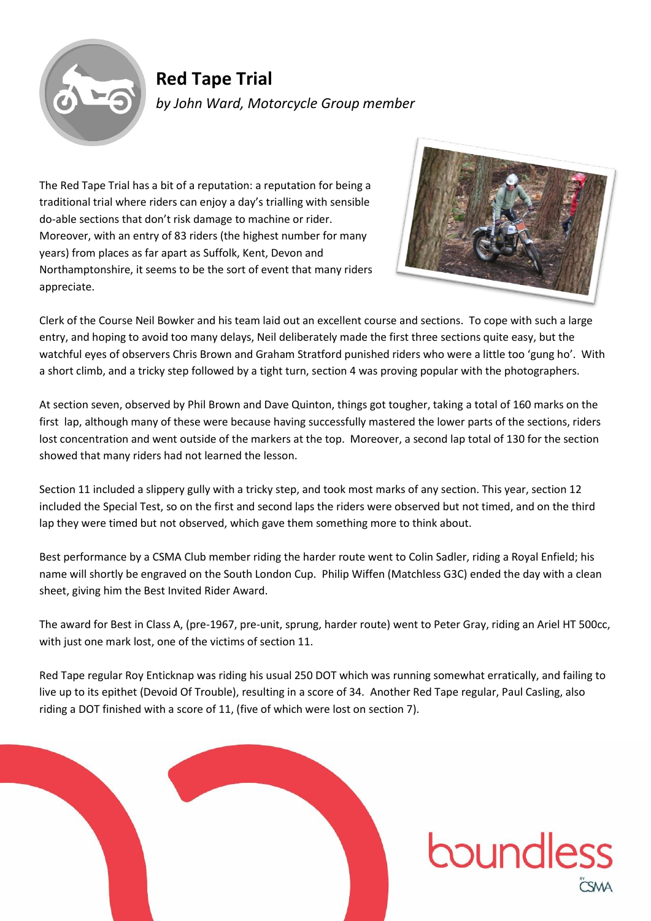# Red Tape Trial

*by John Ward, Motorcycle Group member*

The Red Tape Trial has a bit of a reputation: a reputation for being a traditional trial where riders can enjoy a day's trialling with sensible do-able sections that don't risk damage to machine or rider. Moreover, with an entry of 83 riders (the highest number for many years) from places as far apart as Suffolk, Kent, Devon and Northamptonshire, it seems to be the sort of event that many riders appreciate.

Clerk of the Course Neil Bowker and his team laid out an excellent course and sections. To cope with such a large entry, and hoping to avoid too many delays, Neil deliberately made the first three sections quite easy, but the watchful eyes of observers Chris Brown and Graham Stratford punished riders who were a little too 'gung ho'. With a short climb, and a tricky step followed by a tight turn, section 4 was proving popular with the photographers.

At section seven, observed by Phil Brown and Dave Quinton, things got tougher, taking a total of 160 marks on the first lap, although many of these were because having successfully mastered the lower parts of the sections, riders lost concentration and went outside of the markers at the top. Moreover, a second lap total of 130 for the section showed that many riders had not learned the lesson.

Section 11 included a slippery gully with a tricky step, and took most marks of any section. This year, section 12 included the Special Test, so on the first and second laps the riders were observed but not timed, and on the third lap they were timed but not observed, which gave them something more to think about.

Best performance by a CSMA Club member riding the harder route went to Colin Sadler, riding a Royal Enfield; his name will shortly be engraved on the South London Cup. Philip Wiffen (Matchless G3C) ended the day with a clean sheet, giving him the Best Invited Rider Award.

The award for Best in Class A, (pre-1967, pre-unit, sprung, harder route) went to Peter Gray, riding an Ariel HT 500cc, with just one mark lost, one of the victims of section 11.

Red Tape regular Roy Enticknap was riding his usual 250 DOT which was running somewhat erratically, and failing to live up to its epithet (Devoid Of Trouble), resulting in a score of 34. Another Red Tape regular, Paul Casling, also riding a DOT finished with a score of 11, (five of which were lost on section 7).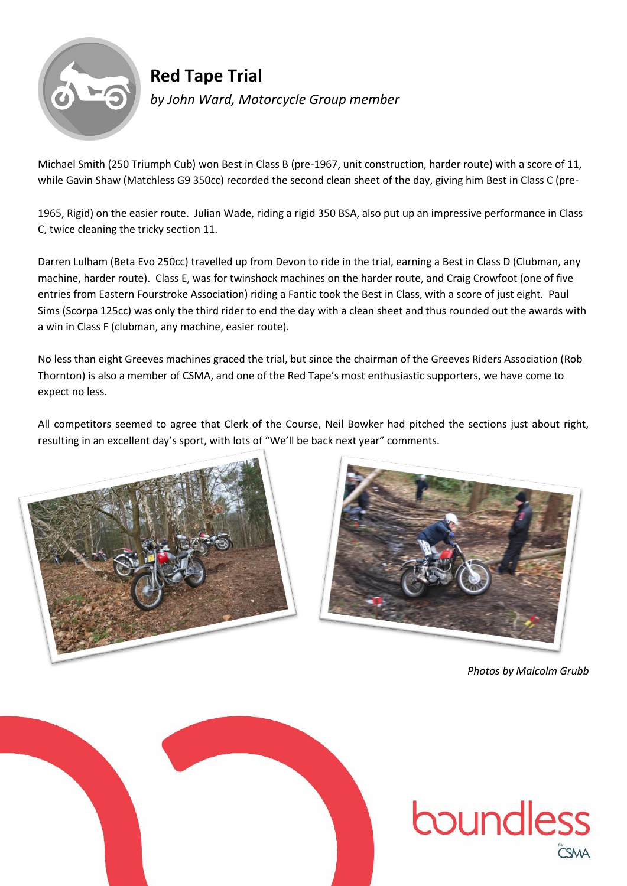# Red Tape Trial

*by John Ward, Motorcycle Group member*

Michael Smith (250 Triumph Cub) won Best in Class B (pre-1967, unit construction, harder route) with a score of 11, while Gavin Shaw (Matchless G9 350cc) recorded the second clean sheet of the day, giving him Best in Class C (pre-1965, Rigid) on the easier route. Julian Wade, riding a rigid 350 BSA, also put up an impressive performance in Class C, twice cleaning the tricky section 11.

Darren Lulham (Beta Evo 250cc) travelled up from Devon to ride in the trial, earning a Best in Class D (Clubman, any machine, harder route). Class E, was for twinshock machines on the harder route, and Craig Crowfoot (one of five entries from Eastern Fourstroke Association) riding a Fantic took the Best in Class, with a score of just eight. Paul Sims (Scorpa 125cc) was only the third rider to end the day with a clean sheet and thus rounded out the awards with a win in Class F (clubman, any machine, easier route).

No less than eight Greeves machines graced the trial, but since the chairman of the Greeves Riders Association (Rob Thornton) is also a member of CSMA, and one of the Red Tape's most enthusiastic supporters, we have come to expect no less.

All competitors seemed to agree that Clerk of the Course, Neil Bowker had pitched the sections just about right, resulting in an excellent day's sport, with lots of "We'll be back next year" comments.

*Photos by Malcolm Grubb*